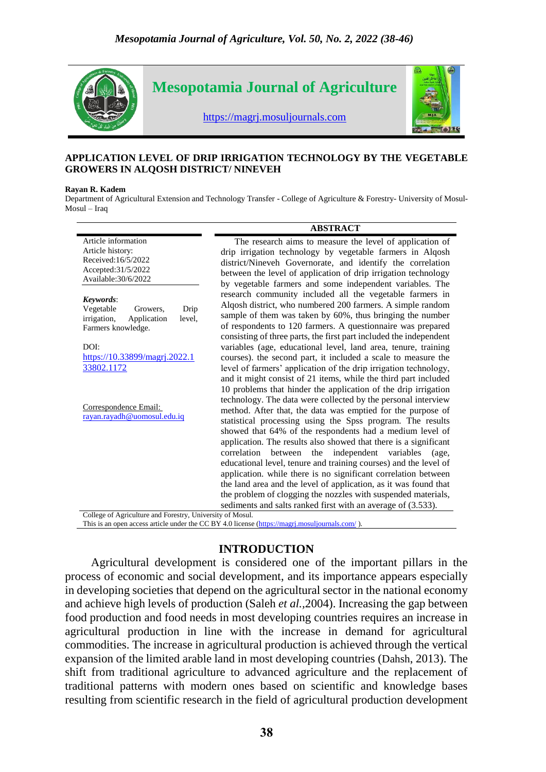# Mesopotamia Journal of Agriculture

https://magrj.mosuljournals.com

## APPLICATION LEVEL OF DRIP IRRIGATION TECHNOLOGY BY THE VEGETABLE GROWERS IN ALQOSH DISTRICT/ NINEVEH

**Rayan R. Kadem**

Department of Agricultural Extension and Technology Transfer - College of Agriculture & Forestry- University of Mosul- Mosul – Iraq

Article information
Article history:
Received:16/5/2022
Accepted:31/5/2022
Available:30/6/2022

***Keywords***:
Vegetable Growers, Drip irrigation, Application level, Farmers knowledge.

DOI:
https://10.33899/magrj.2022.133802.1172

Correspondence Email:
rayan.rayadh@uomosul.edu.iq

### ABSTRACT

The research aims to measure the level of application of drip irrigation technology by vegetable farmers in Alqosh district/Nineveh Governorate, and identify the correlation between the level of application of drip irrigation technology by vegetable farmers and some independent variables. The research community included all the vegetable farmers in Alqosh district, who numbered 200 farmers. A simple random sample of them was taken by 60%, thus bringing the number of respondents to 120 farmers. A questionnaire was prepared consisting of three parts, the first part included the independent variables (age, educational level, land area, tenure, training courses). the second part, it included a scale to measure the level of farmers' application of the drip irrigation technology, and it might consist of 21 items, while the third part included 10 problems that hinder the application of the drip irrigation technology. The data were collected by the personal interview method. After that, the data was emptied for the purpose of statistical processing using the Spss program. The results showed that 64% of the respondents had a medium level of application. The results also showed that there is a significant correlation between the independent variables (age, educational level, tenure and training courses) and the level of application. while there is no significant correlation between the land area and the level of application, as it was found that the problem of clogging the nozzles with suspended materials, sediments and salts ranked first with an average of (3.533).

College of Agriculture and Forestry, University of Mosul.
This is an open access article under the CC BY 4.0 license (https://magrj.mosuljournals.com/ ).

## INTRODUCTION

Agricultural development is considered one of the important pillars in the process of economic and social development, and its importance appears especially in developing societies that depend on the agricultural sector in the national economy and achieve high levels of production (Saleh *et al.*,2004). Increasing the gap between food production and food needs in most developing countries requires an increase in agricultural production in line with the increase in demand for agricultural commodities. The increase in agricultural production is achieved through the vertical expansion of the limited arable land in most developing countries (Dahsh, 2013). The shift from traditional agriculture to advanced agriculture and the replacement of traditional patterns with modern ones based on scientific and knowledge bases resulting from scientific research in the field of agricultural production development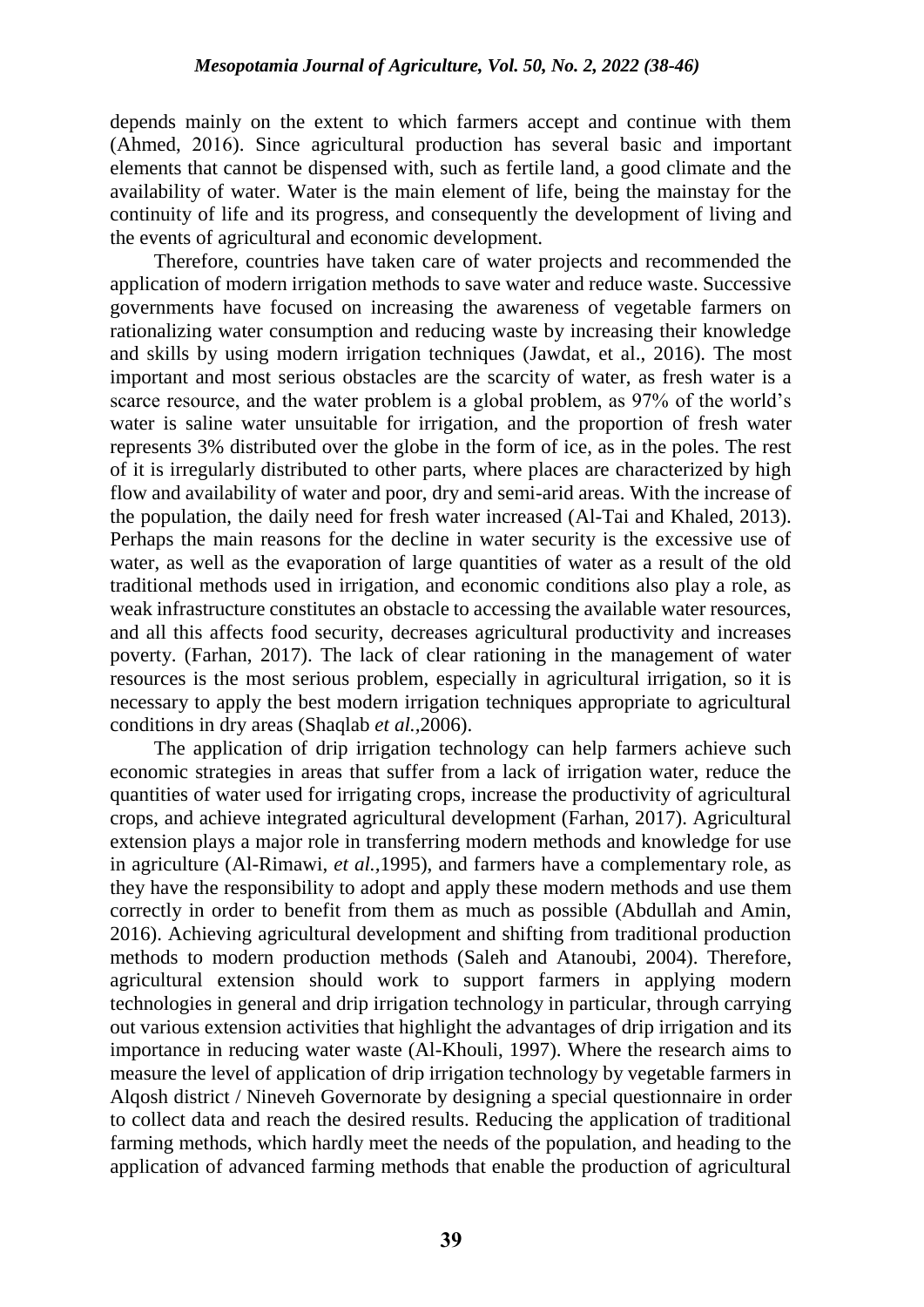depends mainly on the extent to which farmers accept and continue with them (Ahmed, 2016). Since agricultural production has several basic and important elements that cannot be dispensed with, such as fertile land, a good climate and the availability of water. Water is the main element of life, being the mainstay for the continuity of life and its progress, and consequently the development of living and the events of agricultural and economic development.

Therefore, countries have taken care of water projects and recommended the application of modern irrigation methods to save water and reduce waste. Successive governments have focused on increasing the awareness of vegetable farmers on rationalizing water consumption and reducing waste by increasing their knowledge and skills by using modern irrigation techniques (Jawdat, et al., 2016). The most important and most serious obstacles are the scarcity of water, as fresh water is a scarce resource, and the water problem is a global problem, as 97% of the world's water is saline water unsuitable for irrigation, and the proportion of fresh water represents 3% distributed over the globe in the form of ice, as in the poles. The rest of it is irregularly distributed to other parts, where places are characterized by high flow and availability of water and poor, dry and semi-arid areas. With the increase of the population, the daily need for fresh water increased (Al-Tai and Khaled, 2013). Perhaps the main reasons for the decline in water security is the excessive use of water, as well as the evaporation of large quantities of water as a result of the old traditional methods used in irrigation, and economic conditions also play a role, as weak infrastructure constitutes an obstacle to accessing the available water resources, and all this affects food security, decreases agricultural productivity and increases poverty. (Farhan, 2017). The lack of clear rationing in the management of water resources is the most serious problem, especially in agricultural irrigation, so it is necessary to apply the best modern irrigation techniques appropriate to agricultural conditions in dry areas (Shaqlab *et al.*,2006).

The application of drip irrigation technology can help farmers achieve such economic strategies in areas that suffer from a lack of irrigation water, reduce the quantities of water used for irrigating crops, increase the productivity of agricultural crops, and achieve integrated agricultural development (Farhan, 2017). Agricultural extension plays a major role in transferring modern methods and knowledge for use in agriculture (Al-Rimawi, *et al.*,1995), and farmers have a complementary role, as they have the responsibility to adopt and apply these modern methods and use them correctly in order to benefit from them as much as possible (Abdullah and Amin, 2016). Achieving agricultural development and shifting from traditional production methods to modern production methods (Saleh and Atanoubi, 2004). Therefore, agricultural extension should work to support farmers in applying modern technologies in general and drip irrigation technology in particular, through carrying out various extension activities that highlight the advantages of drip irrigation and its importance in reducing water waste (Al-Khouli, 1997). Where the research aims to measure the level of application of drip irrigation technology by vegetable farmers in Alqosh district / Nineveh Governorate by designing a special questionnaire in order to collect data and reach the desired results. Reducing the application of traditional farming methods, which hardly meet the needs of the population, and heading to the application of advanced farming methods that enable the production of agricultural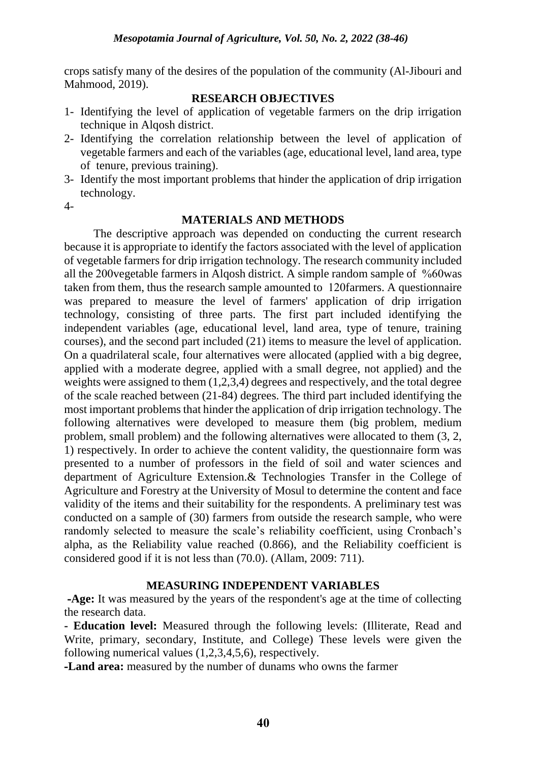crops satisfy many of the desires of the population of the community (Al-Jibouri and Mahmood, 2019).

## RESEARCH OBJECTIVES

1- Identifying the level of application of vegetable farmers on the drip irrigation technique in Alqosh district.
2- Identifying the correlation relationship between the level of application of vegetable farmers and each of the variables (age, educational level, land area, type of tenure, previous training).
3- Identify the most important problems that hinder the application of drip irrigation technology.
4-

## MATERIALS AND METHODS

The descriptive approach was depended on conducting the current research because it is appropriate to identify the factors associated with the level of application of vegetable farmers for drip irrigation technology. The research community included all the 200vegetable farmers in Alqosh district. A simple random sample of %60was taken from them, thus the research sample amounted to 120farmers. A questionnaire was prepared to measure the level of farmers' application of drip irrigation technology, consisting of three parts. The first part included identifying the independent variables (age, educational level, land area, type of tenure, training courses), and the second part included (21) items to measure the level of application. On a quadrilateral scale, four alternatives were allocated (applied with a big degree, applied with a moderate degree, applied with a small degree, not applied) and the weights were assigned to them (1,2,3,4) degrees and respectively, and the total degree of the scale reached between (21-84) degrees. The third part included identifying the most important problems that hinder the application of drip irrigation technology. The following alternatives were developed to measure them (big problem, medium problem, small problem) and the following alternatives were allocated to them (3, 2, 1) respectively. In order to achieve the content validity, the questionnaire form was presented to a number of professors in the field of soil and water sciences and department of Agriculture Extension.& Technologies Transfer in the College of Agriculture and Forestry at the University of Mosul to determine the content and face validity of the items and their suitability for the respondents. A preliminary test was conducted on a sample of (30) farmers from outside the research sample, who were randomly selected to measure the scale's reliability coefficient, using Cronbach's alpha, as the Reliability value reached (0.866), and the Reliability coefficient is considered good if it is not less than (70.0). (Allam, 2009: 711).

## MEASURING INDEPENDENT VARIABLES

**-Age:** It was measured by the years of the respondent's age at the time of collecting the research data.

**- Education level:** Measured through the following levels: (Illiterate, Read and Write, primary, secondary, Institute, and College) These levels were given the following numerical values (1,2,3,4,5,6), respectively.

**-Land area:** measured by the number of dunams who owns the farmer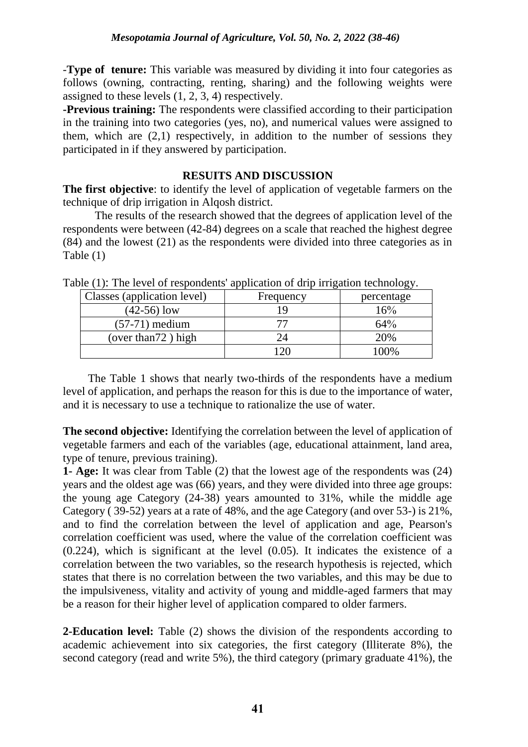-**Type of tenure:** This variable was measured by dividing it into four categories as follows (owning, contracting, renting, sharing) and the following weights were assigned to these levels (1, 2, 3, 4) respectively.

**-Previous training:** The respondents were classified according to their participation in the training into two categories (yes, no), and numerical values were assigned to them, which are (2,1) respectively, in addition to the number of sessions they participated in if they answered by participation.

## RESUITS AND DISCUSSION

**The first objective**: to identify the level of application of vegetable farmers on the technique of drip irrigation in Alqosh district.

The results of the research showed that the degrees of application level of the respondents were between (42-84) degrees on a scale that reached the highest degree (84) and the lowest (21) as the respondents were divided into three categories as in Table (1)

Table (1): The level of respondents' application of drip irrigation technology.

| Classes (application level) | Frequency | percentage |
|---|---|---|
| (42-56) low | 19 | 16% |
| (57-71) medium | 77 | 64% |
| (over than72 ) high | 24 | 20% |
| | 120 | 100% |

The Table 1 shows that nearly two-thirds of the respondents have a medium level of application, and perhaps the reason for this is due to the importance of water, and it is necessary to use a technique to rationalize the use of water.

**The second objective:** Identifying the correlation between the level of application of vegetable farmers and each of the variables (age, educational attainment, land area, type of tenure, previous training).

**1- Age:** It was clear from Table (2) that the lowest age of the respondents was (24) years and the oldest age was (66) years, and they were divided into three age groups: the young age Category (24-38) years amounted to 31%, while the middle age Category ( 39-52) years at a rate of 48%, and the age Category (and over 53-) is 21%, and to find the correlation between the level of application and age, Pearson's correlation coefficient was used, where the value of the correlation coefficient was (0.224), which is significant at the level (0.05). It indicates the existence of a correlation between the two variables, so the research hypothesis is rejected, which states that there is no correlation between the two variables, and this may be due to the impulsiveness, vitality and activity of young and middle-aged farmers that may be a reason for their higher level of application compared to older farmers.

**2-Education level:** Table (2) shows the division of the respondents according to academic achievement into six categories, the first category (Illiterate 8%), the second category (read and write 5%), the third category (primary graduate 41%), the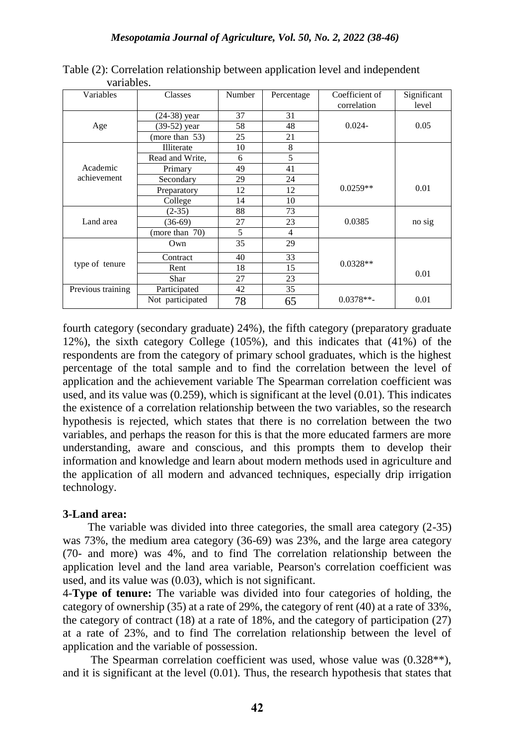Table (2): Correlation relationship between application level and independent variables.

| Variables | Classes | Number | Percentage | Coefficient of correlation | Significant level |
|---|---|---|---|---|---|
| Age | (24-38) year | 37 | 31 | 0.024- | 0.05 |
| | (39-52) year | 58 | 48 | | |
| | (more than 53) | 25 | 21 | | |
| Academic achievement | Illiterate | 10 | 8 | 0.0259** | 0.01 |
| | Read and Write, | 6 | 5 | | |
| | Primary | 49 | 41 | | |
| | Secondary | 29 | 24 | | |
| | Preparatory | 12 | 12 | | |
| | College | 14 | 10 | | |
| Land area | (2-35) | 88 | 73 | 0.0385 | no sig |
| | (36-69) | 27 | 23 | | |
| | (more than 70) | 5 | 4 | | |
| type of tenure | Own | 35 | 29 | 0.0328** | 0.01 |
| | Contract | 40 | 33 | | |
| | Rent | 18 | 15 | | |
| | Shar | 27 | 23 | | |
| Previous training | Participated | 42 | 35 | 0.0378**- | 0.01 |
| | Not participated | 78 | 65 | | |

fourth category (secondary graduate) 24%), the fifth category (preparatory graduate 12%), the sixth category College (105%), and this indicates that (41%) of the respondents are from the category of primary school graduates, which is the highest percentage of the total sample and to find the correlation between the level of application and the achievement variable The Spearman correlation coefficient was used, and its value was (0.259), which is significant at the level (0.01). This indicates the existence of a correlation relationship between the two variables, so the research hypothesis is rejected, which states that there is no correlation between the two variables, and perhaps the reason for this is that the more educated farmers are more understanding, aware and conscious, and this prompts them to develop their information and knowledge and learn about modern methods used in agriculture and the application of all modern and advanced techniques, especially drip irrigation technology.

**3-Land area:**

The variable was divided into three categories, the small area category (2-35) was 73%, the medium area category (36-69) was 23%, and the large area category (70- and more) was 4%, and to find The correlation relationship between the application level and the land area variable, Pearson's correlation coefficient was used, and its value was (0.03), which is not significant.

4-**Type of tenure:** The variable was divided into four categories of holding, the category of ownership (35) at a rate of 29%, the category of rent (40) at a rate of 33%, the category of contract (18) at a rate of 18%, and the category of participation (27) at a rate of 23%, and to find The correlation relationship between the level of application and the variable of possession.

The Spearman correlation coefficient was used, whose value was (0.328**), and it is significant at the level (0.01). Thus, the research hypothesis that states that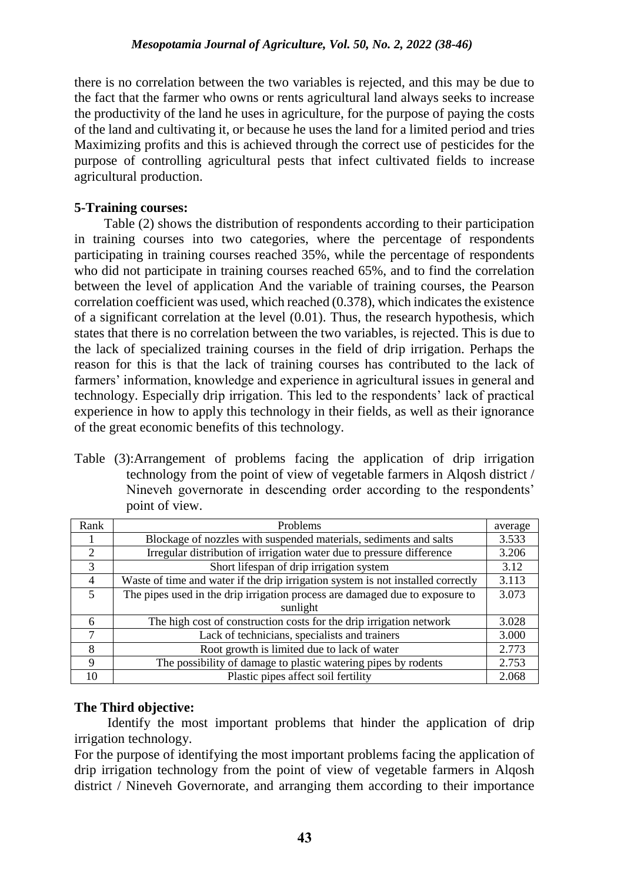there is no correlation between the two variables is rejected, and this may be due to the fact that the farmer who owns or rents agricultural land always seeks to increase the productivity of the land he uses in agriculture, for the purpose of paying the costs of the land and cultivating it, or because he uses the land for a limited period and tries Maximizing profits and this is achieved through the correct use of pesticides for the purpose of controlling agricultural pests that infect cultivated fields to increase agricultural production.

**5-Training courses:**

Table (2) shows the distribution of respondents according to their participation in training courses into two categories, where the percentage of respondents participating in training courses reached 35%, while the percentage of respondents who did not participate in training courses reached 65%, and to find the correlation between the level of application And the variable of training courses, the Pearson correlation coefficient was used, which reached (0.378), which indicates the existence of a significant correlation at the level (0.01). Thus, the research hypothesis, which states that there is no correlation between the two variables, is rejected. This is due to the lack of specialized training courses in the field of drip irrigation. Perhaps the reason for this is that the lack of training courses has contributed to the lack of farmers' information, knowledge and experience in agricultural issues in general and technology. Especially drip irrigation. This led to the respondents' lack of practical experience in how to apply this technology in their fields, as well as their ignorance of the great economic benefits of this technology.

Table (3):Arrangement of problems facing the application of drip irrigation technology from the point of view of vegetable farmers in Alqosh district / Nineveh governorate in descending order according to the respondents' point of view.

| Rank | Problems | average |
|---|---|---|
| 1 | Blockage of nozzles with suspended materials, sediments and salts | 3.533 |
| 2 | Irregular distribution of irrigation water due to pressure difference | 3.206 |
| 3 | Short lifespan of drip irrigation system | 3.12 |
| 4 | Waste of time and water if the drip irrigation system is not installed correctly | 3.113 |
| 5 | The pipes used in the drip irrigation process are damaged due to exposure to sunlight | 3.073 |
| 6 | The high cost of construction costs for the drip irrigation network | 3.028 |
| 7 | Lack of technicians, specialists and trainers | 3.000 |
| 8 | Root growth is limited due to lack of water | 2.773 |
| 9 | The possibility of damage to plastic watering pipes by rodents | 2.753 |
| 10 | Plastic pipes affect soil fertility | 2.068 |

**The Third objective:**

Identify the most important problems that hinder the application of drip irrigation technology.

For the purpose of identifying the most important problems facing the application of drip irrigation technology from the point of view of vegetable farmers in Alqosh district / Nineveh Governorate, and arranging them according to their importance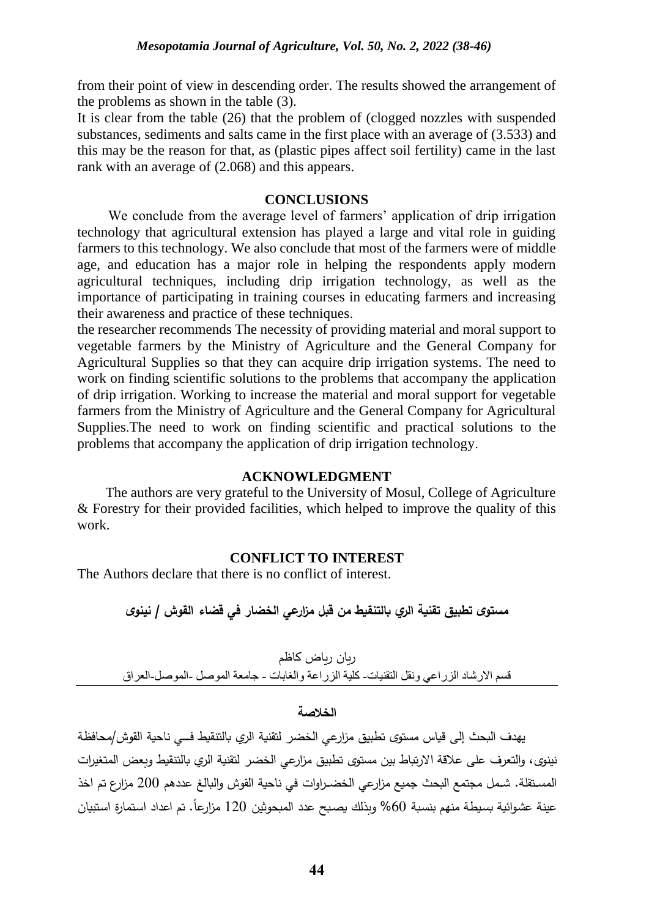from their point of view in descending order. The results showed the arrangement of the problems as shown in the table (3).

It is clear from the table (26) that the problem of (clogged nozzles with suspended substances, sediments and salts came in the first place with an average of (3.533) and this may be the reason for that, as (plastic pipes affect soil fertility) came in the last rank with an average of (2.068) and this appears.

## CONCLUSIONS

We conclude from the average level of farmers' application of drip irrigation technology that agricultural extension has played a large and vital role in guiding farmers to this technology. We also conclude that most of the farmers were of middle age, and education has a major role in helping the respondents apply modern agricultural techniques, including drip irrigation technology, as well as the importance of participating in training courses in educating farmers and increasing their awareness and practice of these techniques.

the researcher recommends The necessity of providing material and moral support to vegetable farmers by the Ministry of Agriculture and the General Company for Agricultural Supplies so that they can acquire drip irrigation systems. The need to work on finding scientific solutions to the problems that accompany the application of drip irrigation. Working to increase the material and moral support for vegetable farmers from the Ministry of Agriculture and the General Company for Agricultural Supplies.The need to work on finding scientific and practical solutions to the problems that accompany the application of drip irrigation technology.

## ACKNOWLEDGMENT

The authors are very grateful to the University of Mosul, College of Agriculture & Forestry for their provided facilities, which helped to improve the quality of this work.

## CONFLICT TO INTEREST

The Authors declare that there is no conflict of interest.

## مستوى تطبيق تقنية الري بالتنقيط من قبل مزارعي الخضار في قضاء القوش / نينوى

ريان رياض كاظم

قسم الارشاد الزراعي ونقل التقنيات- كلية الزراعة والغابات - جامعة الموصل -الموصل-العراق

### الخلاصة

يهدف البحث إلى قياس مستوى تطبيق مزارعي الخضر لتقنية الري بالتنقيط في ناحية القوش/محافظة نينوى، والتعرف على علاقة الارتباط بين مستوى تطبيق مزارعي الخضر لتقنية الري بالتنقيط وبعض المتغيرات المستقلة. شمل مجتمع البحث جميع مزارعي الخضراوات في ناحية القوش والبالغ عددهم 200 مزارع تم اخذ عينة عشوائية بسيطة منهم بنسبة 60% وبذلك يصبح عدد المبحوثين 120 مزارعاً. تم اعداد استمارة استبيان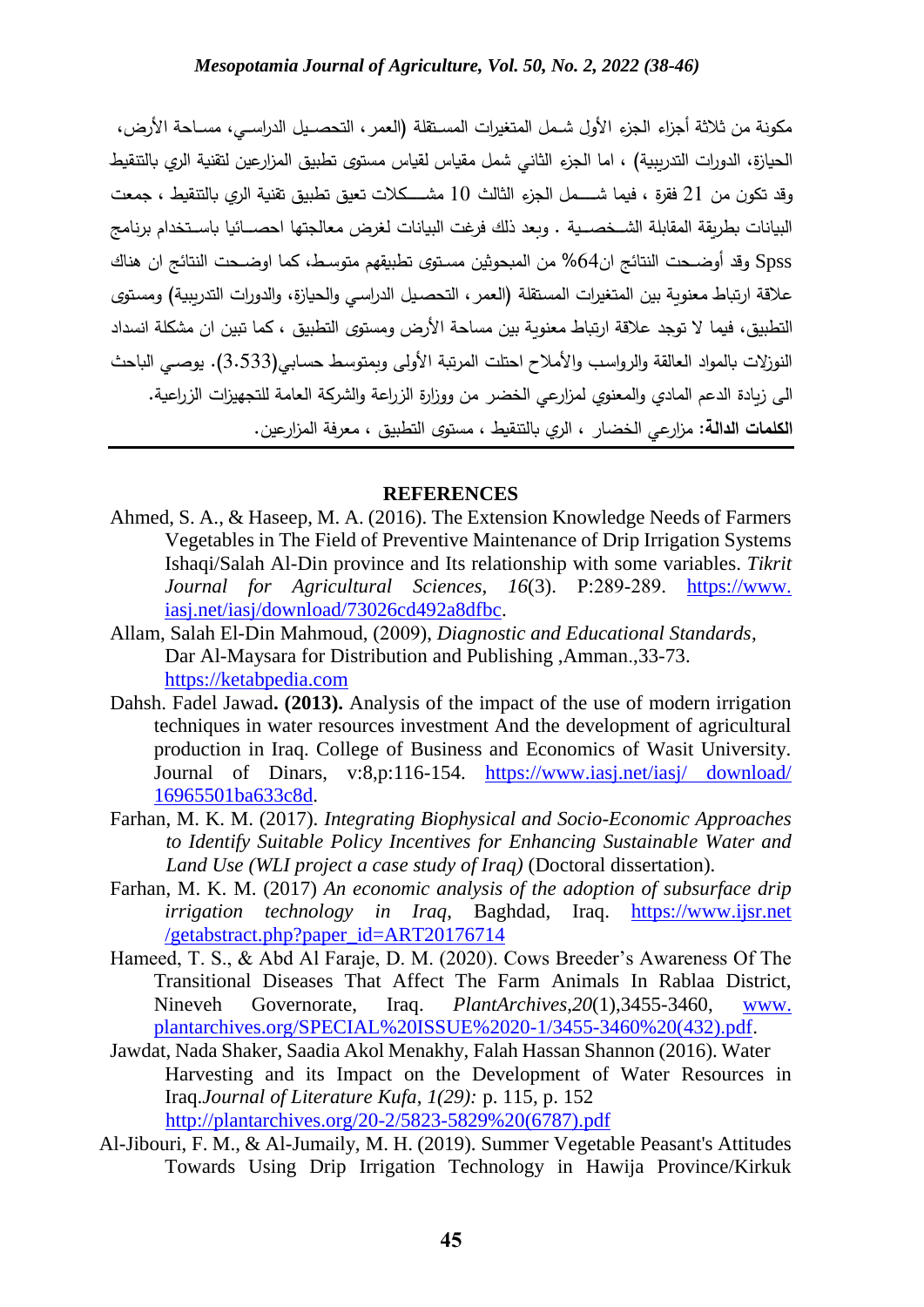مكونة من ثلاثة أجزاء الجزء الأول شمل المتغيرات المستقلة (العمر، التحصيل الدراسي، مساحة الأرض، الحيازة، الدورات التدريبية) ، اما الجزء الثاني شمل مقياس لقياس مستوى تطبيق المزارعين لتقنية الري بالتنقيط وقد تكون من 21 فقرة ، فيما شمل الجزء الثالث 10 مشكلات تعيق تطبيق تقنية الري بالتنقيط ، جمعت البيانات بطريقة المقابلة الشخصية . وبعد ذلك فرغت البيانات لغرض معالجتها احصائيا باستخدام برنامج Spss وقد أوضحت النتائج ان64% من المبحوثين مستوى تطبيقهم متوسط، كما اوضحت النتائج ان هناك علاقة ارتباط معنوية بين المتغيرات المستقلة (العمر، التحصيل الدراسي والحيازة، والدورات التدريبية) ومستوى التطبيق، فيما لا توجد علاقة ارتباط معنوية بين مساحة الأرض ومستوى التطبيق ، كما تبين ان مشكلة انسداد النوزلات بالمواد العالقة والرواسب والأملاح احتلت المرتبة الأولى وبمتوسط حسابي(3.533). يوصي الباحث الى زيادة الدعم المادي والمعنوي لمزارعي الخضر من ووزارة الزراعة والشركة العامة للتجهيزات الزراعية.

**الكلمات الدالة:** مزارعي الخضار ، الري بالتنقيط ، مستوى التطبيق ، معرفة المزارعين.

## REFERENCES

Ahmed, S. A., & Haseep, M. A. (2016). The Extension Knowledge Needs of Farmers Vegetables in The Field of Preventive Maintenance of Drip Irrigation Systems Ishaqi/Salah Al-Din province and Its relationship with some variables. *Tikrit Journal for Agricultural Sciences*, *16*(3). P:289-289. https://www.iasj.net/iasj/download/73026cd492a8dfbc.

Allam, Salah El-Din Mahmoud, (2009), *Diagnostic and Educational Standards*, Dar Al-Maysara for Distribution and Publishing ,Amman.,33-73. https://ketabpedia.com

Dahsh. Fadel Jawad**. (2013).** Analysis of the impact of the use of modern irrigation techniques in water resources investment And the development of agricultural production in Iraq. College of Business and Economics of Wasit University. Journal of Dinars, v:8,p:116-154. https://www.iasj.net/iasj/ download/ 16965501ba633c8d.

Farhan, M. K. M. (2017). *Integrating Biophysical and Socio-Economic Approaches to Identify Suitable Policy Incentives for Enhancing Sustainable Water and Land Use (WLI project a case study of Iraq)* (Doctoral dissertation).

Farhan, M. K. M. (2017) *An economic analysis of the adoption of subsurface drip irrigation technology in Iraq*, Baghdad, Iraq. https://www.ijsr.net /getabstract.php?paper_id=ART20176714

Hameed, T. S., & Abd Al Faraje, D. M. (2020). Cows Breeder's Awareness Of The Transitional Diseases That Affect The Farm Animals In Rablaa District, Nineveh Governorate, Iraq. *PlantArchives*,*20*(1),3455-3460, www.plantarchives.org/SPECIAL%20ISSUE%2020-1/3455-3460%20(432).pdf.

Jawdat, Nada Shaker, Saadia Akol Menakhy, Falah Hassan Shannon (2016). Water Harvesting and its Impact on the Development of Water Resources in Iraq.*Journal of Literature Kufa*, *1(29):* p. 115, p. 152 http://plantarchives.org/20-2/5823-5829%20(6787).pdf

Al-Jibouri, F. M., & Al-Jumaily, M. H. (2019). Summer Vegetable Peasant's Attitudes Towards Using Drip Irrigation Technology in Hawija Province/Kirkuk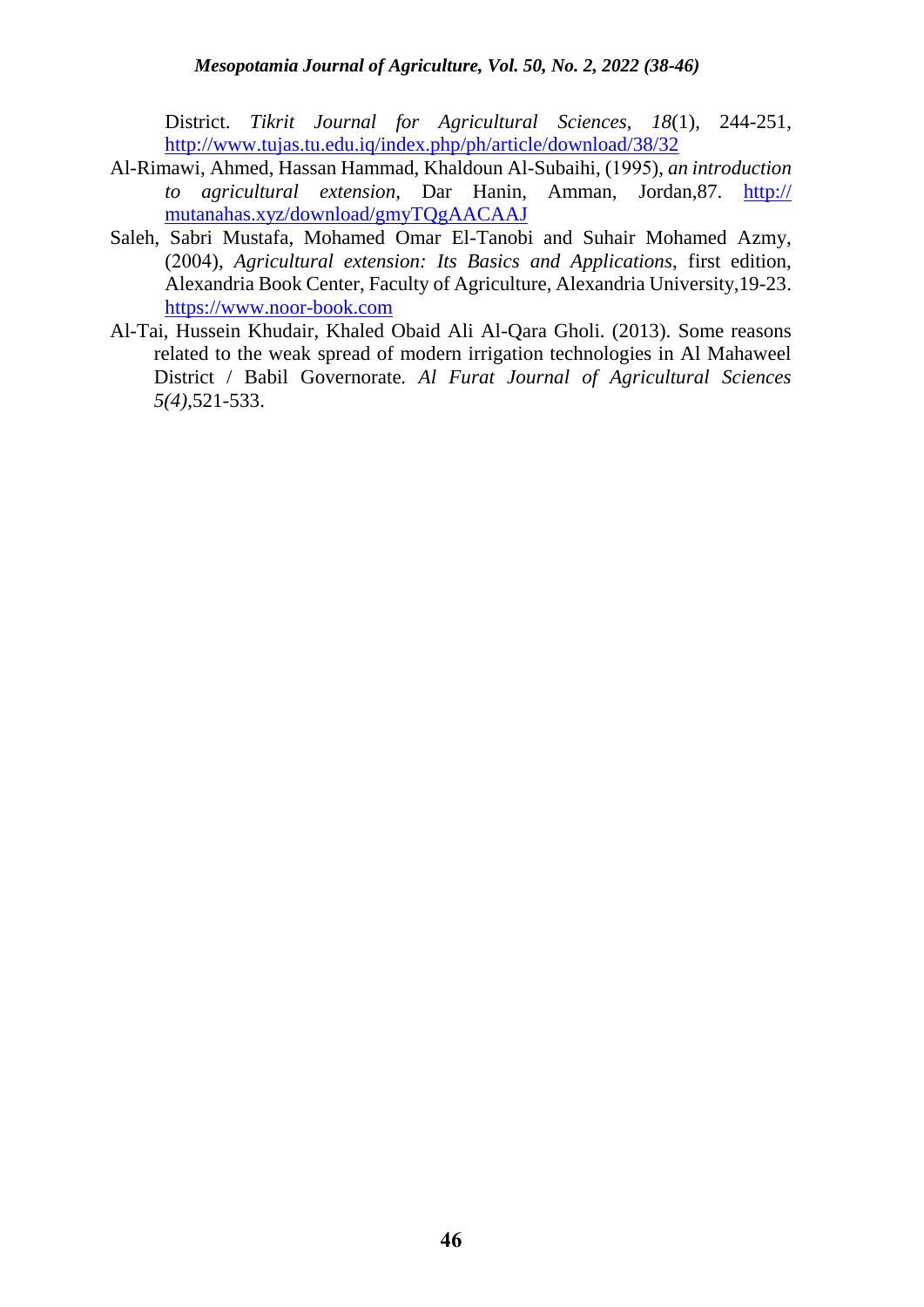District. *Tikrit Journal for Agricultural Sciences*, *18*(1), 244-251, http://www.tujas.tu.edu.iq/index.php/ph/article/download/38/32

Al-Rimawi, Ahmed, Hassan Hammad, Khaldoun Al-Subaihi, (1995), *an introduction to agricultural extension*, Dar Hanin, Amman, Jordan,87. http://mutanahas.xyz/download/gmyTQgAACAAJ

Saleh, Sabri Mustafa, Mohamed Omar El-Tanobi and Suhair Mohamed Azmy, (2004), *Agricultural extension: Its Basics and Applications*, first edition, Alexandria Book Center, Faculty of Agriculture, Alexandria University,19-23. https://www.noor-book.com

Al-Tai, Hussein Khudair, Khaled Obaid Ali Al-Qara Gholi. (2013). Some reasons related to the weak spread of modern irrigation technologies in Al Mahaweel District / Babil Governorate. *Al Furat Journal of Agricultural Sciences 5(4)*,521-533.